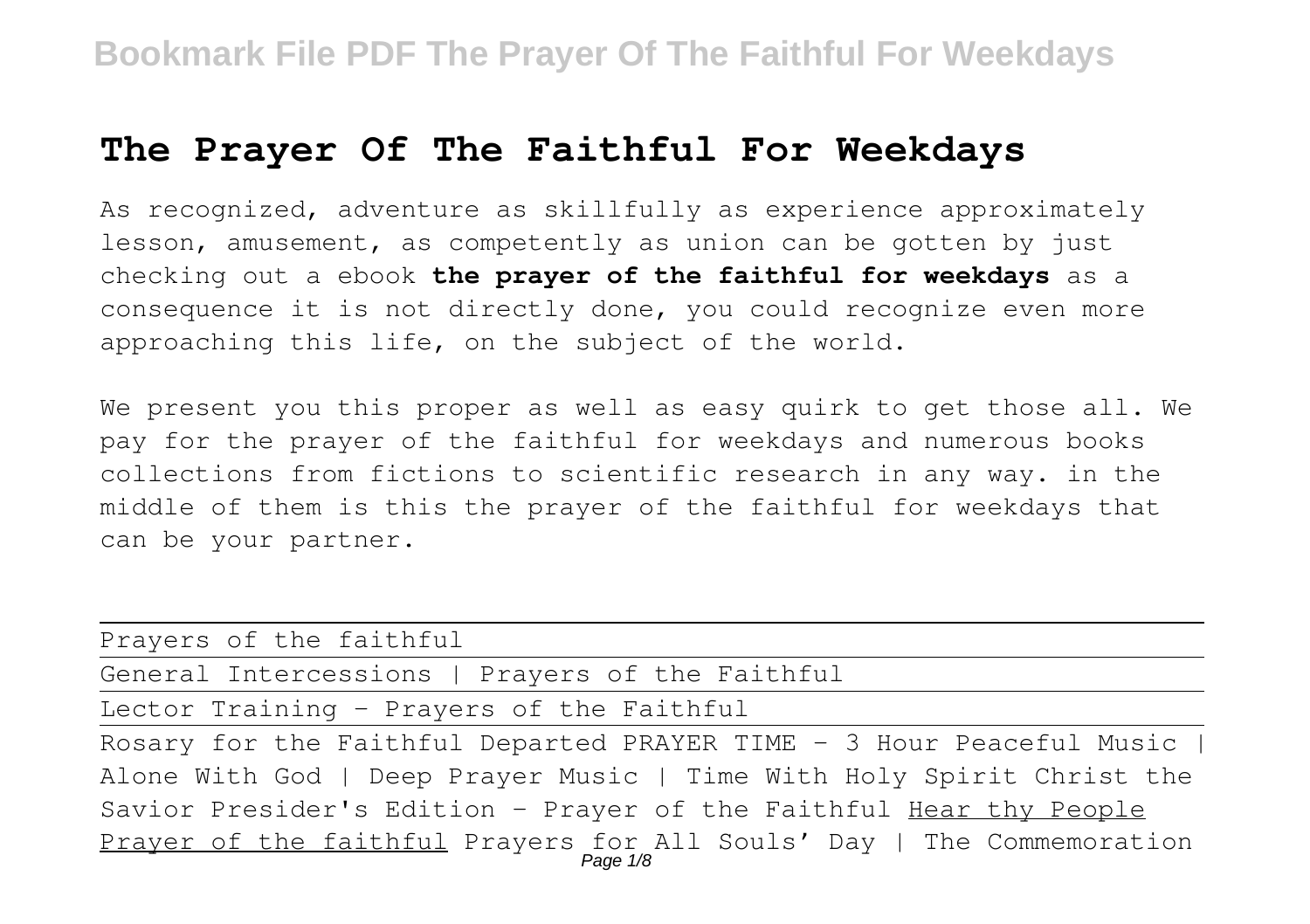# The Prayer Of The Faithful For Weekdays

As recognized, adventure as skillfully as experience approximately lesson, amusement, as competently as union can be gotten by just checking out a ebook **the prayer of the faithful for weekdays** as a consequence it is not directly done, you could recognize even more approaching this life, on the subject of the world.

We present you this proper as well as easy quirk to get those all. We pay for the prayer of the faithful for weekdays and numerous books collections from fictions to scientific research in any way. in the middle of them is this the prayer of the faithful for weekdays that can be your partner.

Prayers of the faithful

General Intercessions | Prayers of the Faithful

Lector Training - Prayers of the Faithful

Rosary for the Faithful Departed PRAYER TIME - 3 Hour Peaceful Music | Alone With God | Deep Prayer Music | Time With Holy Spirit Christ the Savior Presider's Edition - Prayer of the Faithful Hear thy People Prayer of the faithful Prayers for All Souls' Day | The Commemoration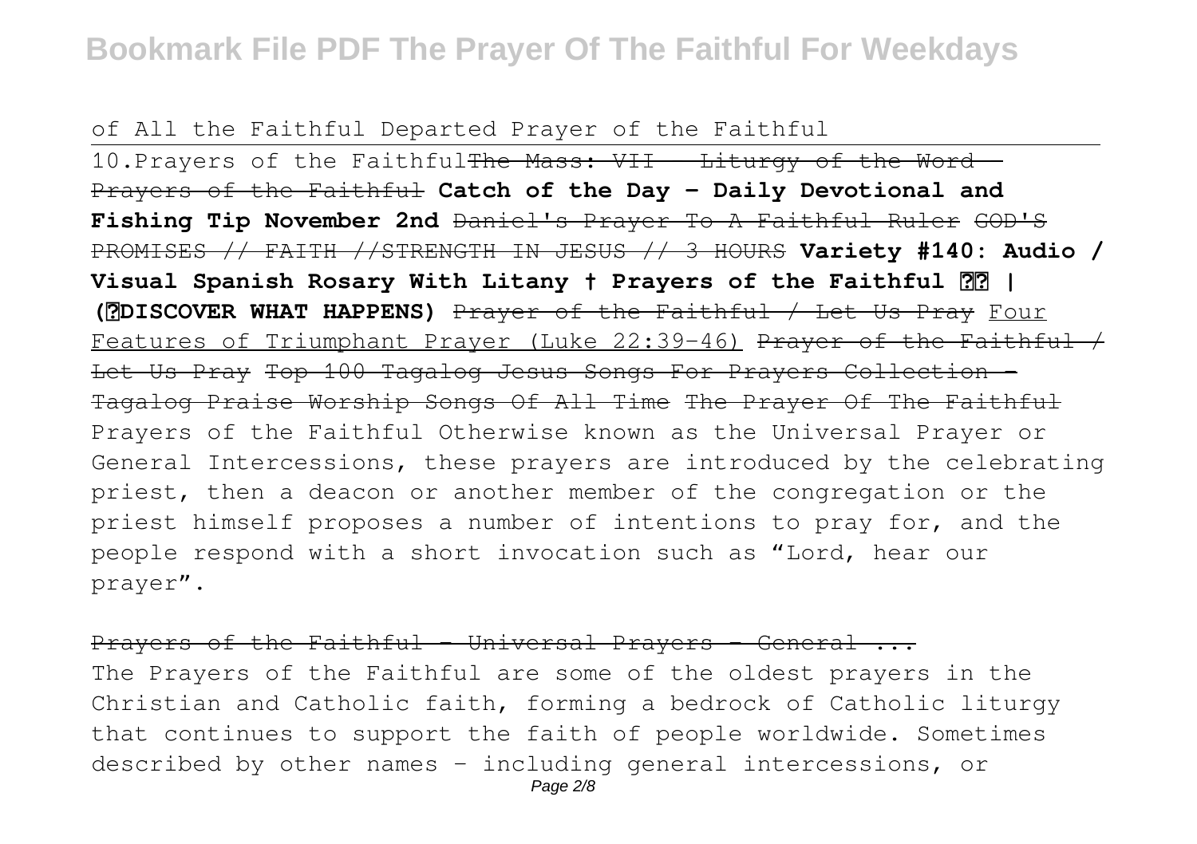of All the Faithful Departed Prayer of the Faithful

10.Prayers of the Faithful ~~The Mass: VII - Liturgy of the Word - Prayers of the Faithful~~ **Catch of the Day - Daily Devotional and Fishing Tip November 2nd** ~~Daniel's Prayer To A Faithful Ruler~~ ~~GOD'S PROMISES // FAITH //STRENGTH IN JESUS // 3 HOURS~~ **Variety #140: Audio / Visual Spanish Rosary With Litany † Prayers of the Faithful ?? | (?DISCOVER WHAT HAPPENS)** ~~Prayer of the Faithful / Let Us Pray~~ Four Features of Triumphant Prayer (Luke 22:39-46) ~~Prayer of the Faithful / Let Us Pray~~ ~~Top 100 Tagalog Jesus Songs For Prayers Collection - Tagalog Praise Worship Songs Of All Time~~ ~~The Prayer Of The Faithful~~ Prayers of the Faithful Otherwise known as the Universal Prayer or General Intercessions, these prayers are introduced by the celebrating priest, then a deacon or another member of the congregation or the priest himself proposes a number of intentions to pray for, and the people respond with a short invocation such as "Lord, hear our prayer".

~~Prayers of the Faithful - Universal Prayers - General ...~~

The Prayers of the Faithful are some of the oldest prayers in the Christian and Catholic faith, forming a bedrock of Catholic liturgy that continues to support the faith of people worldwide. Sometimes described by other names - including general intercessions, or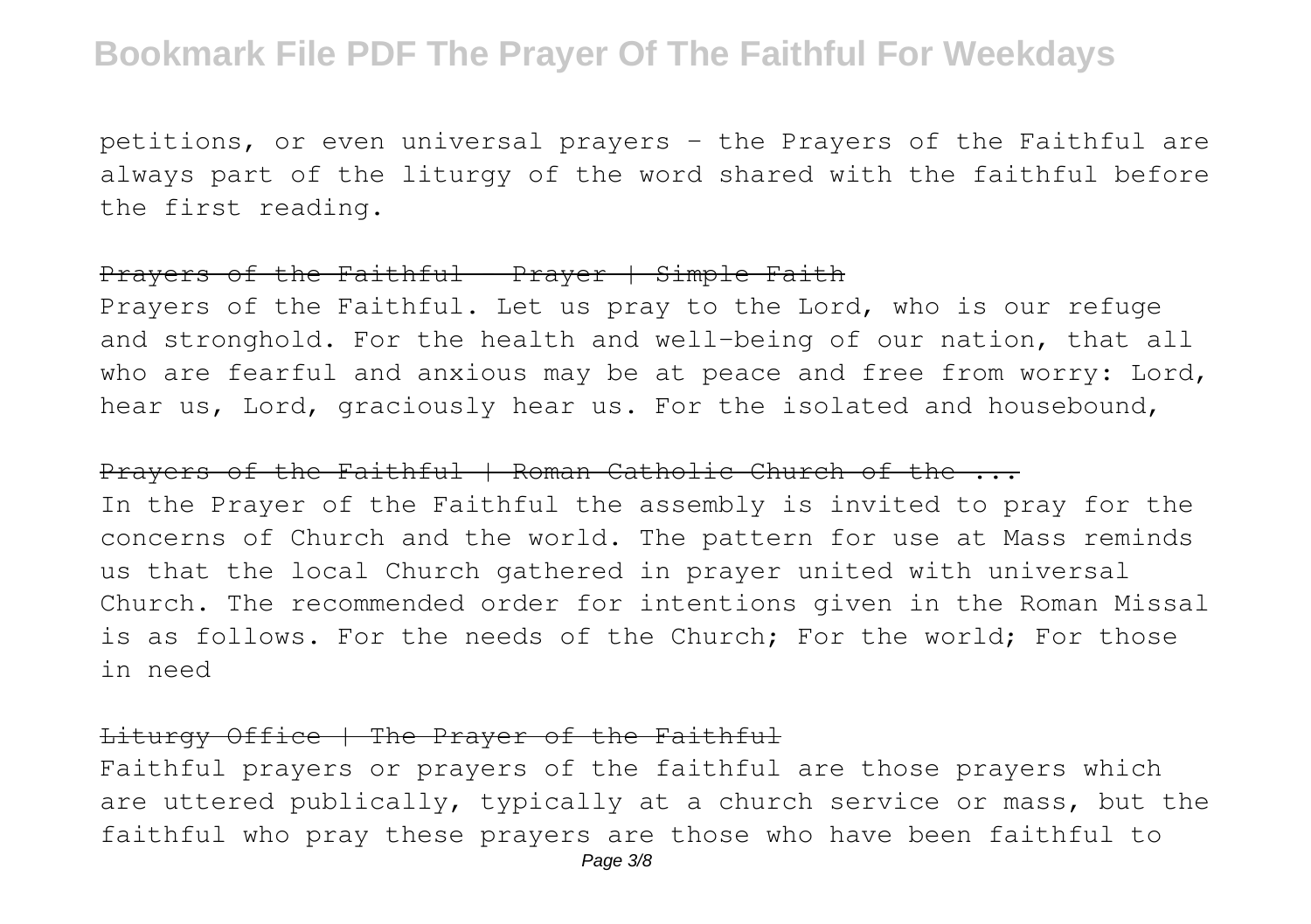petitions, or even universal prayers – the Prayers of the Faithful are always part of the liturgy of the word shared with the faithful before the first reading.

~~Prayers of the Faithful - Prayer | Simple Faith~~

Prayers of the Faithful. Let us pray to the Lord, who is our refuge and stronghold. For the health and well-being of our nation, that all who are fearful and anxious may be at peace and free from worry: Lord, hear us, Lord, graciously hear us. For the isolated and housebound,

~~Prayers of the Faithful | Roman Catholic Church of the ...~~

In the Prayer of the Faithful the assembly is invited to pray for the concerns of Church and the world. The pattern for use at Mass reminds us that the local Church gathered in prayer united with universal Church. The recommended order for intentions given in the Roman Missal is as follows. For the needs of the Church; For the world; For those in need

~~Liturgy Office | The Prayer of the Faithful~~

Faithful prayers or prayers of the faithful are those prayers which are uttered publically, typically at a church service or mass, but the faithful who pray these prayers are those who have been faithful to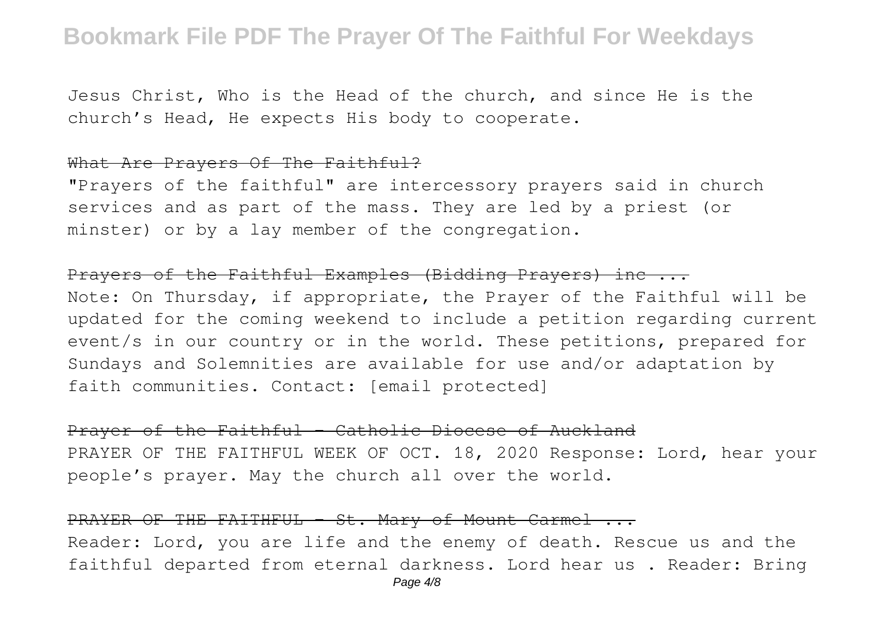Jesus Christ, Who is the Head of the church, and since He is the church's Head, He expects His body to cooperate.

## What Are Prayers Of The Faithful?

"Prayers of the faithful" are intercessory prayers said in church services and as part of the mass. They are led by a priest (or minster) or by a lay member of the congregation.

## Prayers of the Faithful Examples (Bidding Prayers) inc ...

Note: On Thursday, if appropriate, the Prayer of the Faithful will be updated for the coming weekend to include a petition regarding current event/s in our country or in the world. These petitions, prepared for Sundays and Solemnities are available for use and/or adaptation by faith communities. Contact: [email protected]

## Prayer of the Faithful - Catholic Diocese of Auckland

PRAYER OF THE FAITHFUL WEEK OF OCT. 18, 2020 Response: Lord, hear your people's prayer. May the church all over the world.

## PRAYER OF THE FAITHFUL - St. Mary of Mount Carmel ...

Reader: Lord, you are life and the enemy of death. Rescue us and the faithful departed from eternal darkness. Lord hear us . Reader: Bring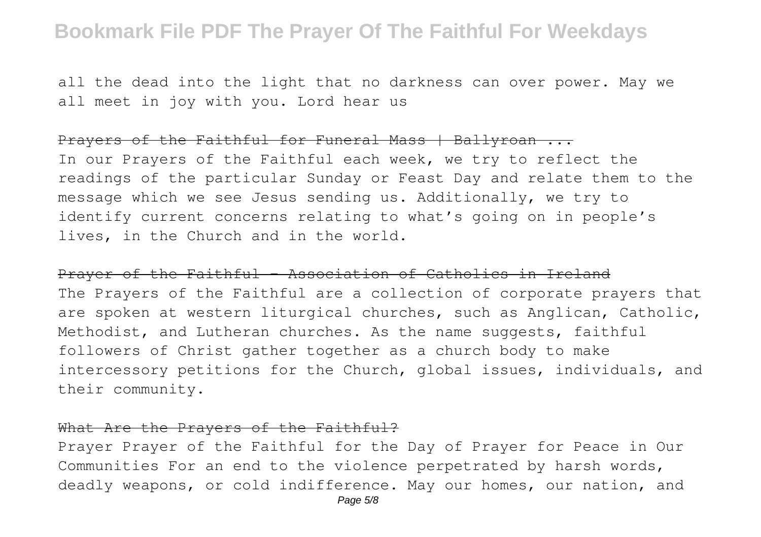all the dead into the light that no darkness can over power. May we all meet in joy with you. Lord hear us

## Prayers of the Faithful for Funeral Mass | Ballyroan ...

In our Prayers of the Faithful each week, we try to reflect the readings of the particular Sunday or Feast Day and relate them to the message which we see Jesus sending us. Additionally, we try to identify current concerns relating to what's going on in people's lives, in the Church and in the world.

## Prayer of the Faithful - Association of Catholics in Ireland

The Prayers of the Faithful are a collection of corporate prayers that are spoken at western liturgical churches, such as Anglican, Catholic, Methodist, and Lutheran churches. As the name suggests, faithful followers of Christ gather together as a church body to make intercessory petitions for the Church, global issues, individuals, and their community.

## What Are the Prayers of the Faithful?

Prayer Prayer of the Faithful for the Day of Prayer for Peace in Our Communities For an end to the violence perpetrated by harsh words, deadly weapons, or cold indifference. May our homes, our nation, and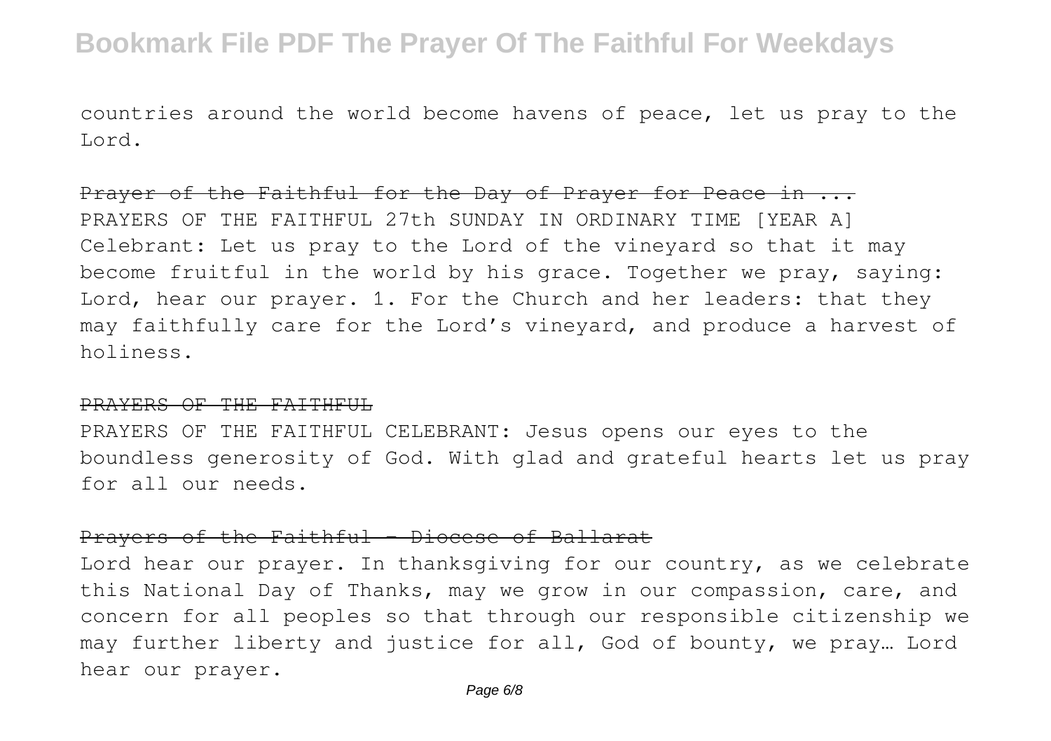countries around the world become havens of peace, let us pray to the Lord.

## Prayer of the Faithful for the Day of Prayer for Peace in ...

PRAYERS OF THE FAITHFUL 27th SUNDAY IN ORDINARY TIME [YEAR A] Celebrant: Let us pray to the Lord of the vineyard so that it may become fruitful in the world by his grace. Together we pray, saying: Lord, hear our prayer. 1. For the Church and her leaders: that they may faithfully care for the Lord's vineyard, and produce a harvest of holiness.

## PRAYERS OF THE FAITHFUL

PRAYERS OF THE FAITHFUL CELEBRANT: Jesus opens our eyes to the boundless generosity of God. With glad and grateful hearts let us pray for all our needs.

## Prayers of the Faithful - Diocese of Ballarat

Lord hear our prayer. In thanksgiving for our country, as we celebrate this National Day of Thanks, may we grow in our compassion, care, and concern for all peoples so that through our responsible citizenship we may further liberty and justice for all, God of bounty, we pray… Lord hear our prayer.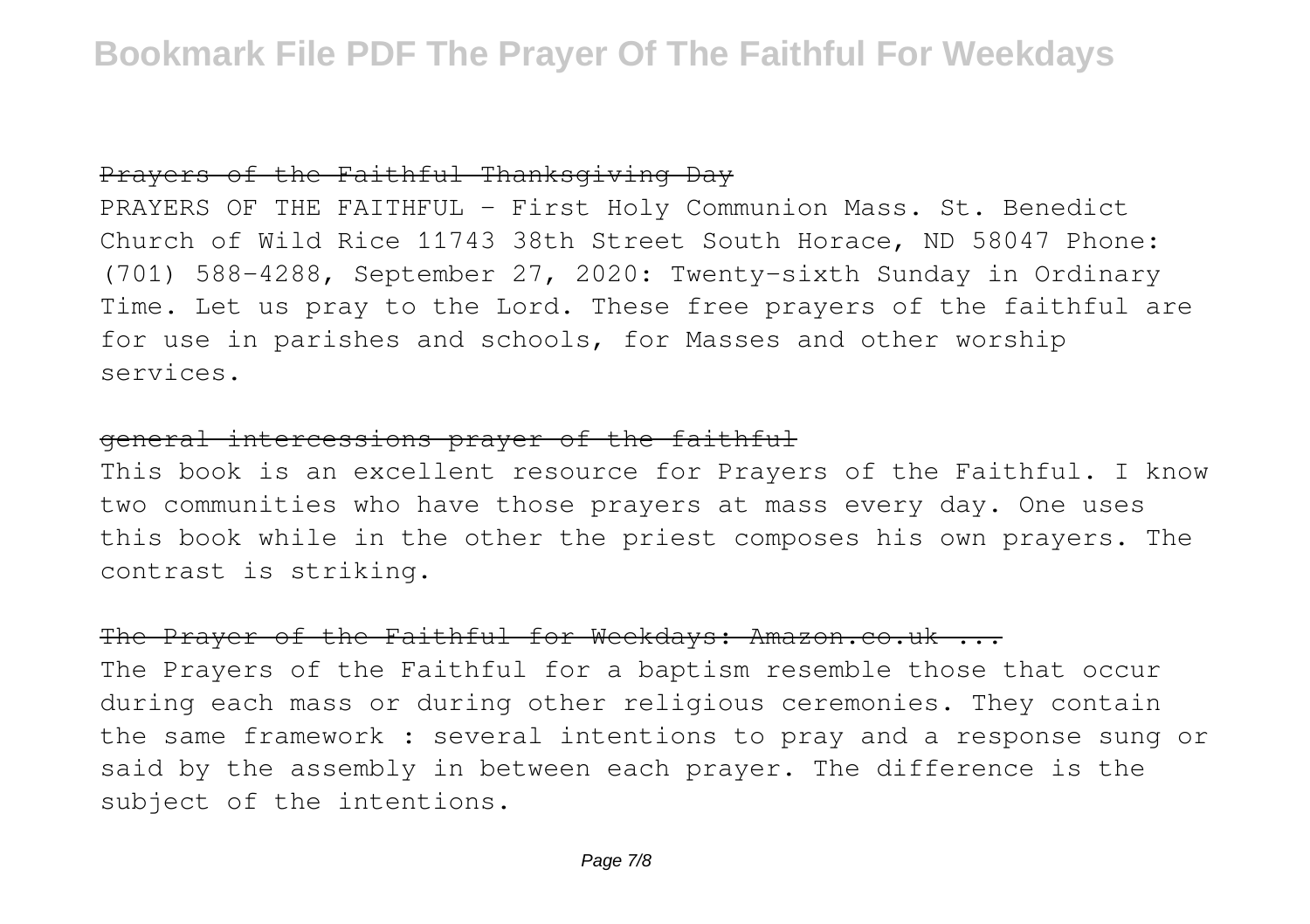## Prayers of the Faithful Thanksgiving Day

PRAYERS OF THE FAITHFUL - First Holy Communion Mass. St. Benedict Church of Wild Rice 11743 38th Street South Horace, ND 58047 Phone: (701) 588-4288, September 27, 2020: Twenty-sixth Sunday in Ordinary Time. Let us pray to the Lord. These free prayers of the faithful are for use in parishes and schools, for Masses and other worship services.

## general intercessions prayer of the faithful

This book is an excellent resource for Prayers of the Faithful. I know two communities who have those prayers at mass every day. One uses this book while in the other the priest composes his own prayers. The contrast is striking.

## The Prayer of the Faithful for Weekdays: Amazon.co.uk ...

The Prayers of the Faithful for a baptism resemble those that occur during each mass or during other religious ceremonies. They contain the same framework : several intentions to pray and a response sung or said by the assembly in between each prayer. The difference is the subject of the intentions.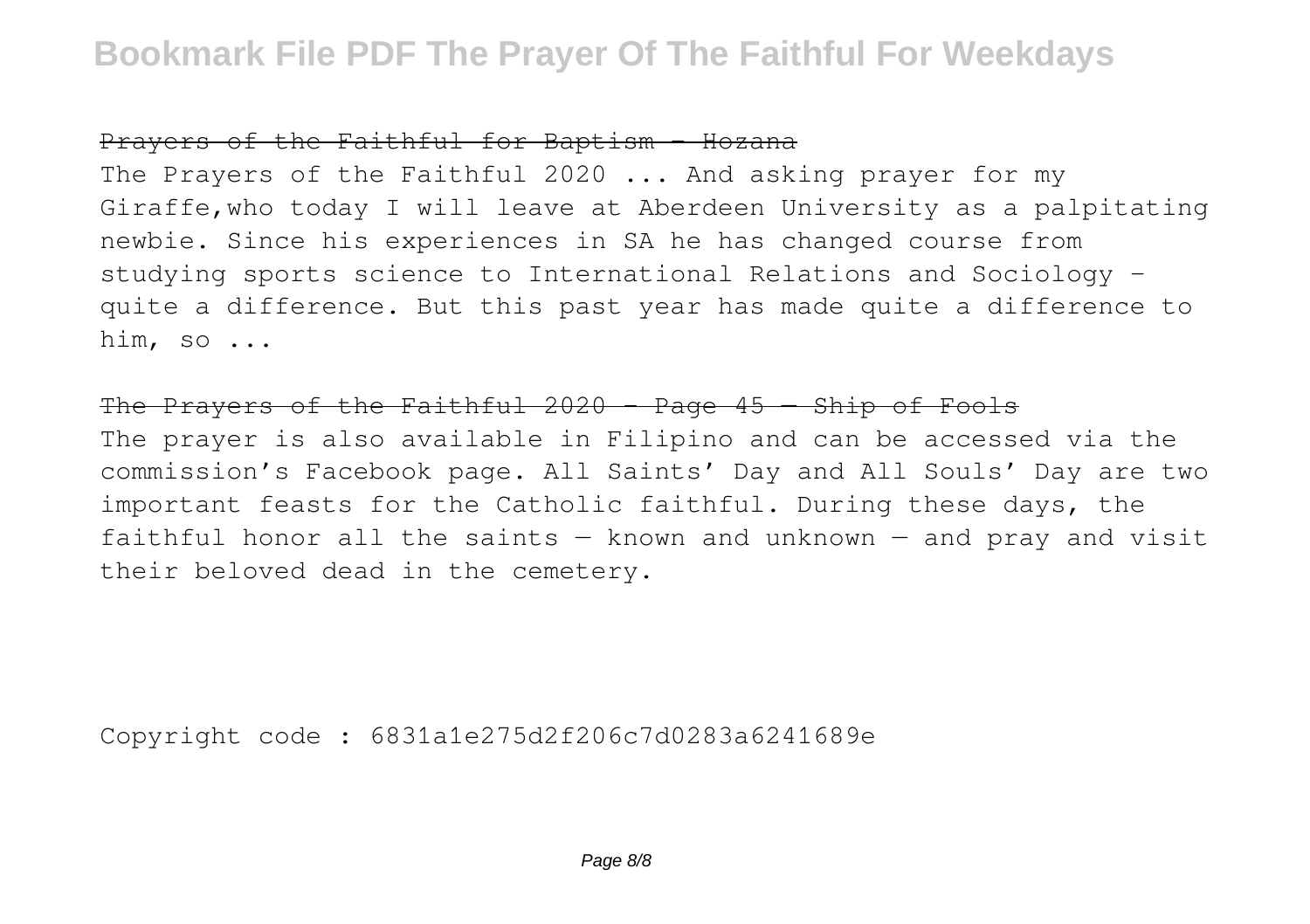Prayers of the Faithful for Baptism - Hozana

The Prayers of the Faithful 2020 ... And asking prayer for my Giraffe,who today I will leave at Aberdeen University as a palpitating newbie. Since his experiences in SA he has changed course from studying sports science to International Relations and Sociology - quite a difference. But this past year has made quite a difference to him, so ...

The Prayers of the Faithful 2020 - Page 45 — Ship of Fools

The prayer is also available in Filipino and can be accessed via the commission's Facebook page. All Saints' Day and All Souls' Day are two important feasts for the Catholic faithful. During these days, the faithful honor all the saints — known and unknown — and pray and visit their beloved dead in the cemetery.

Copyright code : 6831a1e275d2f206c7d0283a6241689e